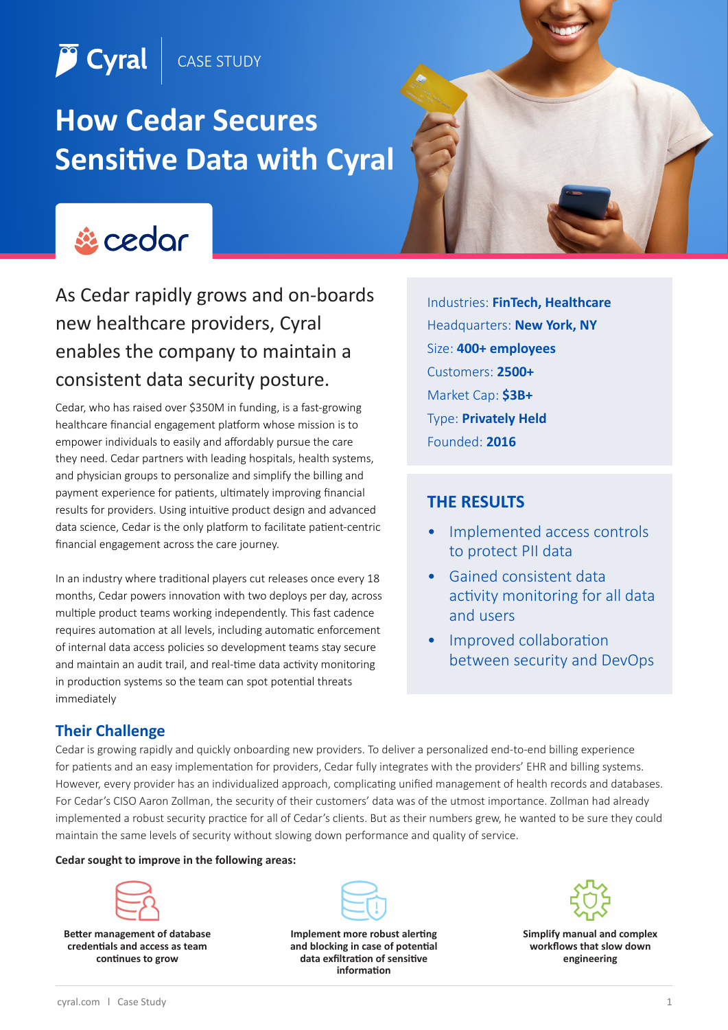Cyral | CASE STUDY

# How Cedar Secures Sensitive Data with Cyral

cedar

## As Cedar rapidly grows and on-boards new healthcare providers, Cyral enables the company to maintain a consistent data security posture.

Cedar, who has raised over $350M in funding, is a fast-growing healthcare financial engagement platform whose mission is to empower individuals to easily and affordably pursue the care they need. Cedar partners with leading hospitals, health systems, and physician groups to personalize and simplify the billing and payment experience for patients, ultimately improving financial results for providers. Using intuitive product design and advanced data science, Cedar is the only platform to facilitate patient-centric financial engagement across the care journey.

In an industry where traditional players cut releases once every 18 months, Cedar powers innovation with two deploys per day, across multiple product teams working independently. This fast cadence requires automation at all levels, including automatic enforcement of internal data access policies so development teams stay secure and maintain an audit trail, and real-time data activity monitoring in production systems so the team can spot potential threats immediately

Industries: **FinTech, Healthcare**
Headquarters: **New York, NY**
Size: **400+ employees**
Customers: **2500+**
Market Cap: **$3B+**
Type: **Privately Held**
Founded: **2016**

### THE RESULTS

- Implemented access controls to protect PII data
- Gained consistent data activity monitoring for all data and users
- Improved collaboration between security and DevOps

## Their Challenge

Cedar is growing rapidly and quickly onboarding new providers. To deliver a personalized end-to-end billing experience for patients and an easy implementation for providers, Cedar fully integrates with the providers' EHR and billing systems. However, every provider has an individualized approach, complicating unified management of health records and databases. For Cedar's CISO Aaron Zollman, the security of their customers' data was of the utmost importance. Zollman had already implemented a robust security practice for all of Cedar's clients. But as their numbers grew, he wanted to be sure they could maintain the same levels of security without slowing down performance and quality of service.

**Cedar sought to improve in the following areas:**

- **Better management of database credentials and access as team continues to grow**
- **Implement more robust alerting and blocking in case of potential data exfiltration of sensitive information**
- **Simplify manual and complex workflows that slow down engineering**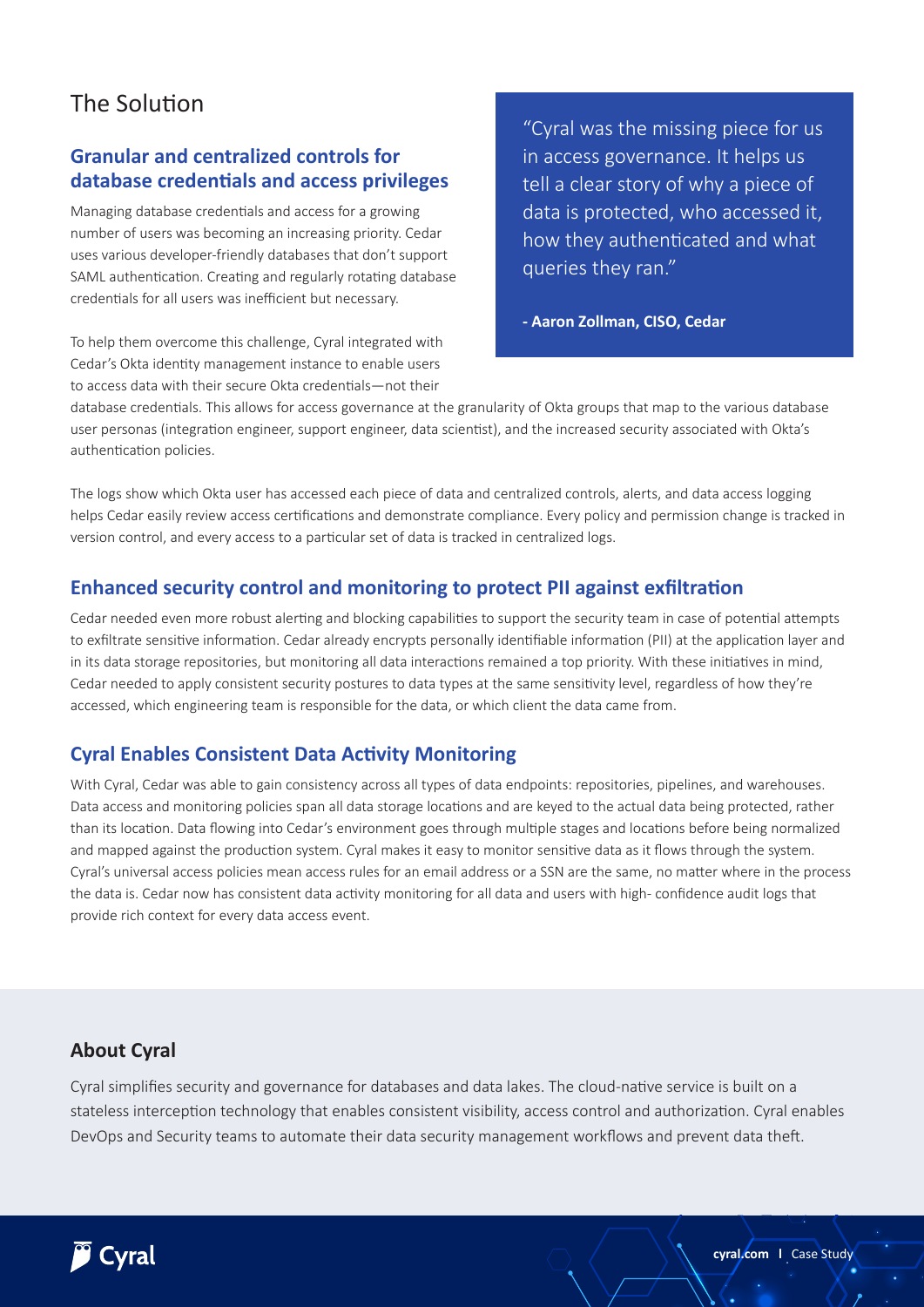# The Solution

## Granular and centralized controls for database credentials and access privileges

Managing database credentials and access for a growing number of users was becoming an increasing priority. Cedar uses various developer-friendly databases that don't support SAML authentication. Creating and regularly rotating database credentials for all users was inefficient but necessary.

> "Cyral was the missing piece for us in access governance. It helps us tell a clear story of why a piece of data is protected, who accessed it, how they authenticated and what queries they ran."
>
> **- Aaron Zollman, CISO, Cedar**

To help them overcome this challenge, Cyral integrated with Cedar's Okta identity management instance to enable users to access data with their secure Okta credentials—not their database credentials. This allows for access governance at the granularity of Okta groups that map to the various database user personas (integration engineer, support engineer, data scientist), and the increased security associated with Okta's authentication policies.

The logs show which Okta user has accessed each piece of data and centralized controls, alerts, and data access logging helps Cedar easily review access certifications and demonstrate compliance. Every policy and permission change is tracked in version control, and every access to a particular set of data is tracked in centralized logs.

## Enhanced security control and monitoring to protect PII against exfiltration

Cedar needed even more robust alerting and blocking capabilities to support the security team in case of potential attempts to exfiltrate sensitive information. Cedar already encrypts personally identifiable information (PII) at the application layer and in its data storage repositories, but monitoring all data interactions remained a top priority. With these initiatives in mind, Cedar needed to apply consistent security postures to data types at the same sensitivity level, regardless of how they're accessed, which engineering team is responsible for the data, or which client the data came from.

## Cyral Enables Consistent Data Activity Monitoring

With Cyral, Cedar was able to gain consistency across all types of data endpoints: repositories, pipelines, and warehouses. Data access and monitoring policies span all data storage locations and are keyed to the actual data being protected, rather than its location. Data flowing into Cedar's environment goes through multiple stages and locations before being normalized and mapped against the production system. Cyral makes it easy to monitor sensitive data as it flows through the system. Cyral's universal access policies mean access rules for an email address or a SSN are the same, no matter where in the process the data is. Cedar now has consistent data activity monitoring for all data and users with high- confidence audit logs that provide rich context for every data access event.

### About Cyral

Cyral simplifies security and governance for databases and data lakes. The cloud-native service is built on a stateless interception technology that enables consistent visibility, access control and authorization. Cyral enables DevOps and Security teams to automate their data security management workflows and prevent data theft.

Cyral

cyral.com | Case Study